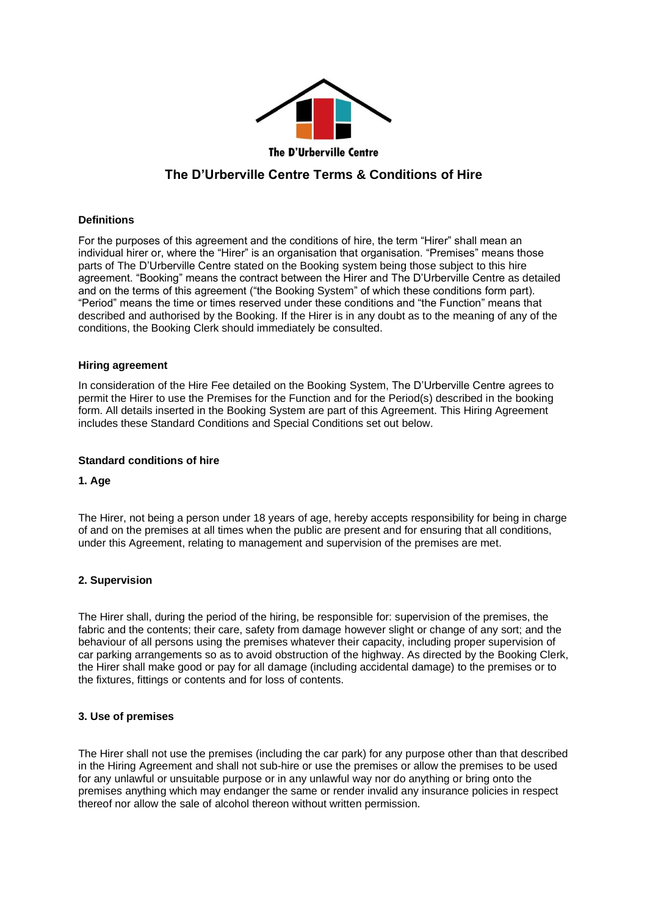The D'Urberville Centre

# The D'Urberville Centre Terms & Conditions of Hire

### Definitions

For the purposes of this agreement and the conditions of hire, the term "Hirer" shall mean an individual hirer or, where the "Hirer" is an organisation that organisation. "Premises" means those parts of The D'Urberville Centre stated on the Booking system being those subject to this hire agreement. "Booking" means the contract between the Hirer and The D'Urberville Centre as detailed and on the terms of this agreement ("the Booking System" of which these conditions form part). "Period" means the time or times reserved under these conditions and "the Function" means that described and authorised by the Booking. If the Hirer is in any doubt as to the meaning of any of the conditions, the Booking Clerk should immediately be consulted.

### Hiring agreement

In consideration of the Hire Fee detailed on the Booking System, The D'Urberville Centre agrees to permit the Hirer to use the Premises for the Function and for the Period(s) described in the booking form. All details inserted in the Booking System are part of this Agreement. This Hiring Agreement includes these Standard Conditions and Special Conditions set out below.

### Standard conditions of hire

#### 1. Age

The Hirer, not being a person under 18 years of age, hereby accepts responsibility for being in charge of and on the premises at all times when the public are present and for ensuring that all conditions, under this Agreement, relating to management and supervision of the premises are met.

#### 2. Supervision

The Hirer shall, during the period of the hiring, be responsible for: supervision of the premises, the fabric and the contents; their care, safety from damage however slight or change of any sort; and the behaviour of all persons using the premises whatever their capacity, including proper supervision of car parking arrangements so as to avoid obstruction of the highway. As directed by the Booking Clerk, the Hirer shall make good or pay for all damage (including accidental damage) to the premises or to the fixtures, fittings or contents and for loss of contents.

#### 3. Use of premises

The Hirer shall not use the premises (including the car park) for any purpose other than that described in the Hiring Agreement and shall not sub-hire or use the premises or allow the premises to be used for any unlawful or unsuitable purpose or in any unlawful way nor do anything or bring onto the premises anything which may endanger the same or render invalid any insurance policies in respect thereof nor allow the sale of alcohol thereon without written permission.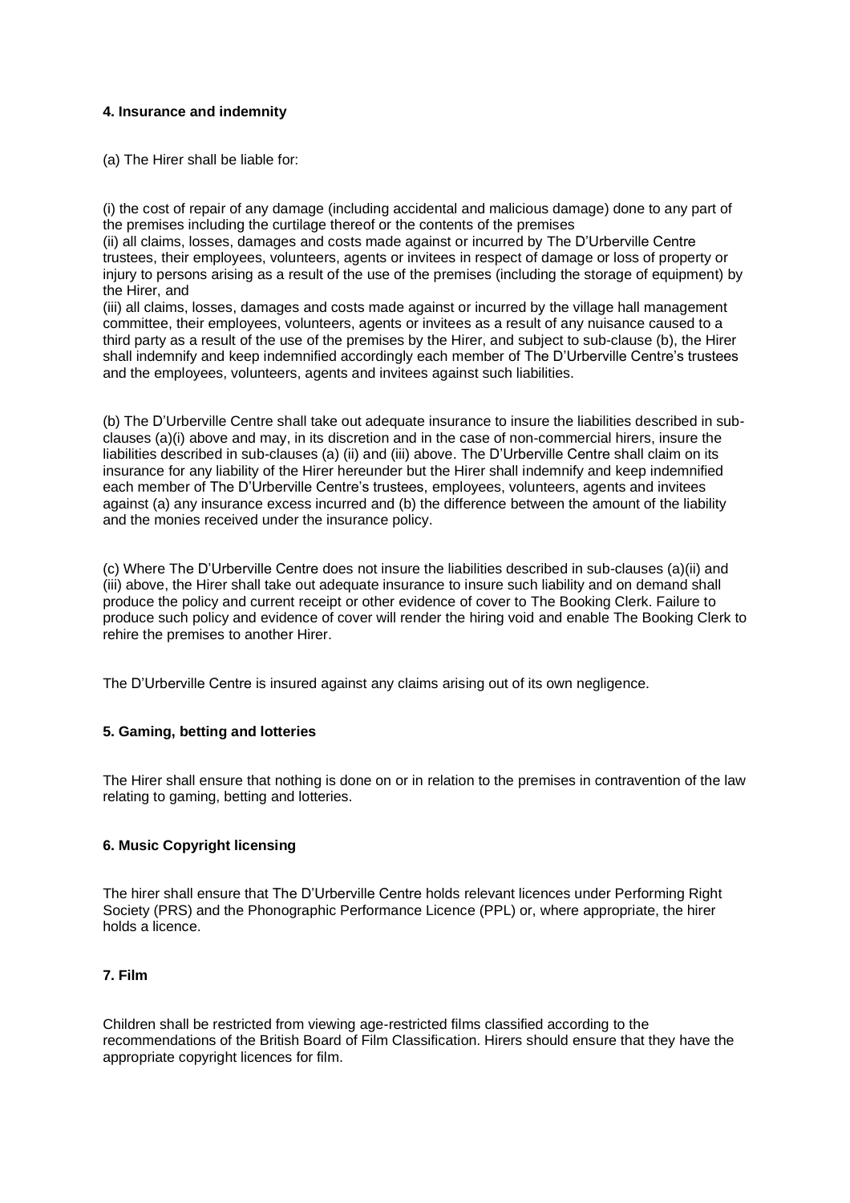#### 4. Insurance and indemnity

(a) The Hirer shall be liable for:

(i) the cost of repair of any damage (including accidental and malicious damage) done to any part of the premises including the curtilage thereof or the contents of the premises
(ii) all claims, losses, damages and costs made against or incurred by The D'Urberville Centre trustees, their employees, volunteers, agents or invitees in respect of damage or loss of property or injury to persons arising as a result of the use of the premises (including the storage of equipment) by the Hirer, and
(iii) all claims, losses, damages and costs made against or incurred by the village hall management committee, their employees, volunteers, agents or invitees as a result of any nuisance caused to a third party as a result of the use of the premises by the Hirer, and subject to sub-clause (b), the Hirer shall indemnify and keep indemnified accordingly each member of The D'Urberville Centre's trustees and the employees, volunteers, agents and invitees against such liabilities.

(b) The D'Urberville Centre shall take out adequate insurance to insure the liabilities described in sub-clauses (a)(i) above and may, in its discretion and in the case of non-commercial hirers, insure the liabilities described in sub-clauses (a) (ii) and (iii) above. The D'Urberville Centre shall claim on its insurance for any liability of the Hirer hereunder but the Hirer shall indemnify and keep indemnified each member of The D'Urberville Centre's trustees, employees, volunteers, agents and invitees against (a) any insurance excess incurred and (b) the difference between the amount of the liability and the monies received under the insurance policy.

(c) Where The D'Urberville Centre does not insure the liabilities described in sub-clauses (a)(ii) and (iii) above, the Hirer shall take out adequate insurance to insure such liability and on demand shall produce the policy and current receipt or other evidence of cover to The Booking Clerk. Failure to produce such policy and evidence of cover will render the hiring void and enable The Booking Clerk to rehire the premises to another Hirer.

The D'Urberville Centre is insured against any claims arising out of its own negligence.

#### 5. Gaming, betting and lotteries

The Hirer shall ensure that nothing is done on or in relation to the premises in contravention of the law relating to gaming, betting and lotteries.

#### 6. Music Copyright licensing

The hirer shall ensure that The D'Urberville Centre holds relevant licences under Performing Right Society (PRS) and the Phonographic Performance Licence (PPL) or, where appropriate, the hirer holds a licence.

#### 7. Film

Children shall be restricted from viewing age-restricted films classified according to the recommendations of the British Board of Film Classification. Hirers should ensure that they have the appropriate copyright licences for film.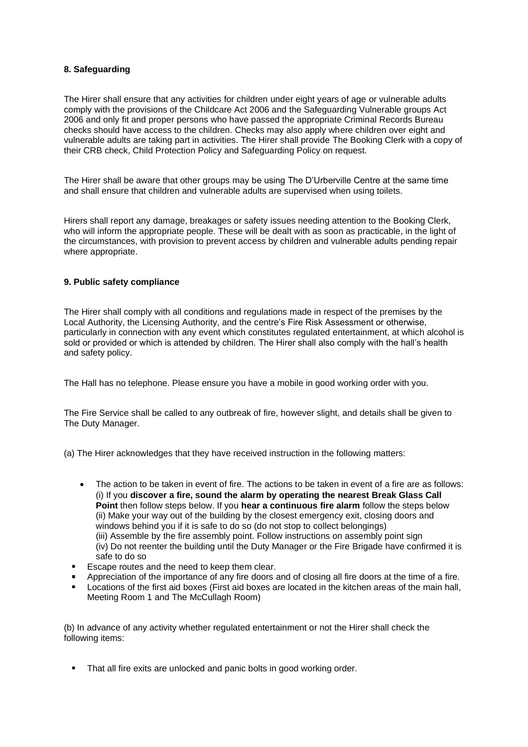**8. Safeguarding**

The Hirer shall ensure that any activities for children under eight years of age or vulnerable adults comply with the provisions of the Childcare Act 2006 and the Safeguarding Vulnerable groups Act 2006 and only fit and proper persons who have passed the appropriate Criminal Records Bureau checks should have access to the children. Checks may also apply where children over eight and vulnerable adults are taking part in activities. The Hirer shall provide The Booking Clerk with a copy of their CRB check, Child Protection Policy and Safeguarding Policy on request.

The Hirer shall be aware that other groups may be using The D'Urberville Centre at the same time and shall ensure that children and vulnerable adults are supervised when using toilets.

Hirers shall report any damage, breakages or safety issues needing attention to the Booking Clerk, who will inform the appropriate people. These will be dealt with as soon as practicable, in the light of the circumstances, with provision to prevent access by children and vulnerable adults pending repair where appropriate.

**9. Public safety compliance**

The Hirer shall comply with all conditions and regulations made in respect of the premises by the Local Authority, the Licensing Authority, and the centre's Fire Risk Assessment or otherwise, particularly in connection with any event which constitutes regulated entertainment, at which alcohol is sold or provided or which is attended by children. The Hirer shall also comply with the hall's health and safety policy.

The Hall has no telephone. Please ensure you have a mobile in good working order with you.

The Fire Service shall be called to any outbreak of fire, however slight, and details shall be given to The Duty Manager.

(a) The Hirer acknowledges that they have received instruction in the following matters:

- The action to be taken in event of fire. The actions to be taken in event of a fire are as follows:
  (i) If you **discover a fire, sound the alarm by operating the nearest Break Glass Call Point** then follow steps below. If you **hear a continuous fire alarm** follow the steps below
  (ii) Make your way out of the building by the closest emergency exit, closing doors and windows behind you if it is safe to do so (do not stop to collect belongings)
  (iii) Assemble by the fire assembly point. Follow instructions on assembly point sign
  (iv) Do not reenter the building until the Duty Manager or the Fire Brigade have confirmed it is safe to do so
- Escape routes and the need to keep them clear.
- Appreciation of the importance of any fire doors and of closing all fire doors at the time of a fire.
- Locations of the first aid boxes (First aid boxes are located in the kitchen areas of the main hall, Meeting Room 1 and The McCullagh Room)

(b) In advance of any activity whether regulated entertainment or not the Hirer shall check the following items:

- That all fire exits are unlocked and panic bolts in good working order.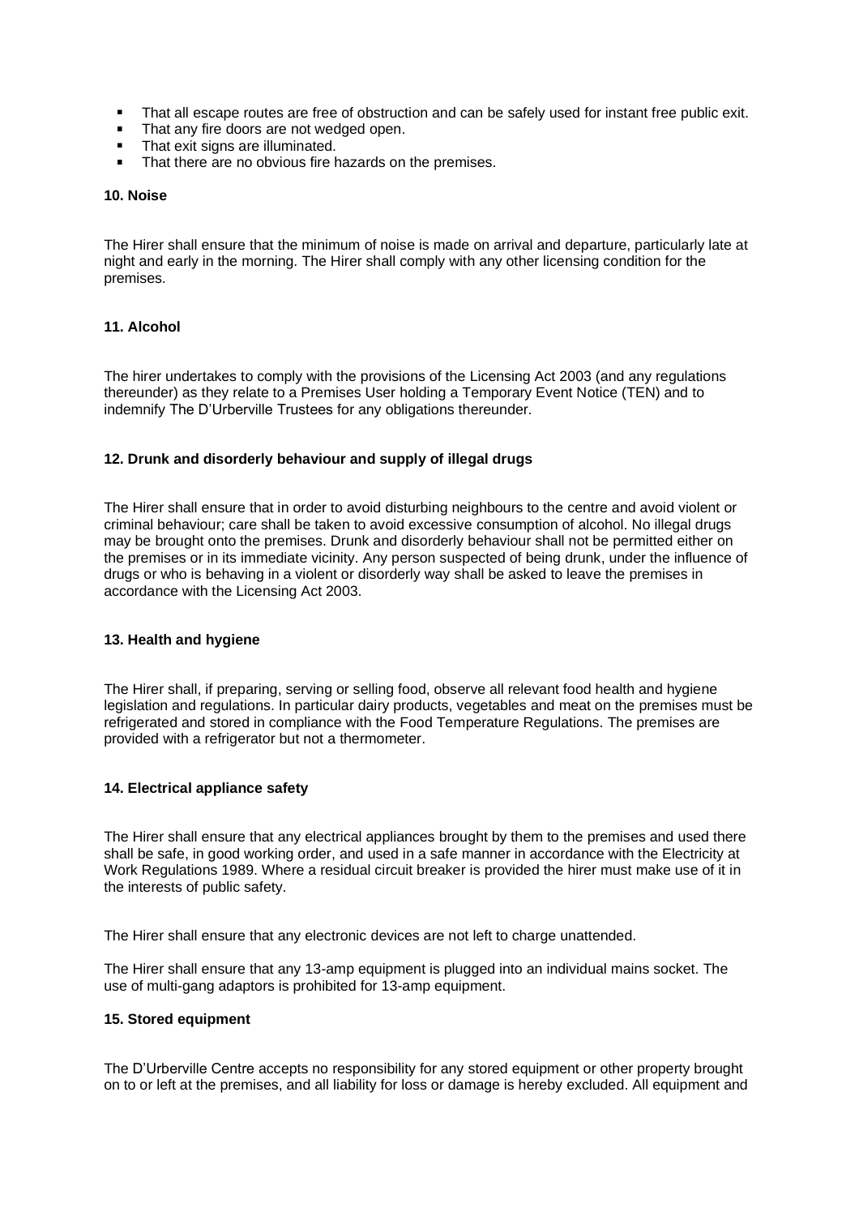- That all escape routes are free of obstruction and can be safely used for instant free public exit.
- That any fire doors are not wedged open.
- That exit signs are illuminated.
- That there are no obvious fire hazards on the premises.

**10. Noise**

The Hirer shall ensure that the minimum of noise is made on arrival and departure, particularly late at night and early in the morning. The Hirer shall comply with any other licensing condition for the premises.

**11. Alcohol**

The hirer undertakes to comply with the provisions of the Licensing Act 2003 (and any regulations thereunder) as they relate to a Premises User holding a Temporary Event Notice (TEN) and to indemnify The D'Urberville Trustees for any obligations thereunder.

**12. Drunk and disorderly behaviour and supply of illegal drugs**

The Hirer shall ensure that in order to avoid disturbing neighbours to the centre and avoid violent or criminal behaviour; care shall be taken to avoid excessive consumption of alcohol. No illegal drugs may be brought onto the premises. Drunk and disorderly behaviour shall not be permitted either on the premises or in its immediate vicinity. Any person suspected of being drunk, under the influence of drugs or who is behaving in a violent or disorderly way shall be asked to leave the premises in accordance with the Licensing Act 2003.

**13. Health and hygiene**

The Hirer shall, if preparing, serving or selling food, observe all relevant food health and hygiene legislation and regulations. In particular dairy products, vegetables and meat on the premises must be refrigerated and stored in compliance with the Food Temperature Regulations. The premises are provided with a refrigerator but not a thermometer.

**14. Electrical appliance safety**

The Hirer shall ensure that any electrical appliances brought by them to the premises and used there shall be safe, in good working order, and used in a safe manner in accordance with the Electricity at Work Regulations 1989. Where a residual circuit breaker is provided the hirer must make use of it in the interests of public safety.

The Hirer shall ensure that any electronic devices are not left to charge unattended.

The Hirer shall ensure that any 13-amp equipment is plugged into an individual mains socket. The use of multi-gang adaptors is prohibited for 13-amp equipment.

**15. Stored equipment**

The D'Urberville Centre accepts no responsibility for any stored equipment or other property brought on to or left at the premises, and all liability for loss or damage is hereby excluded. All equipment and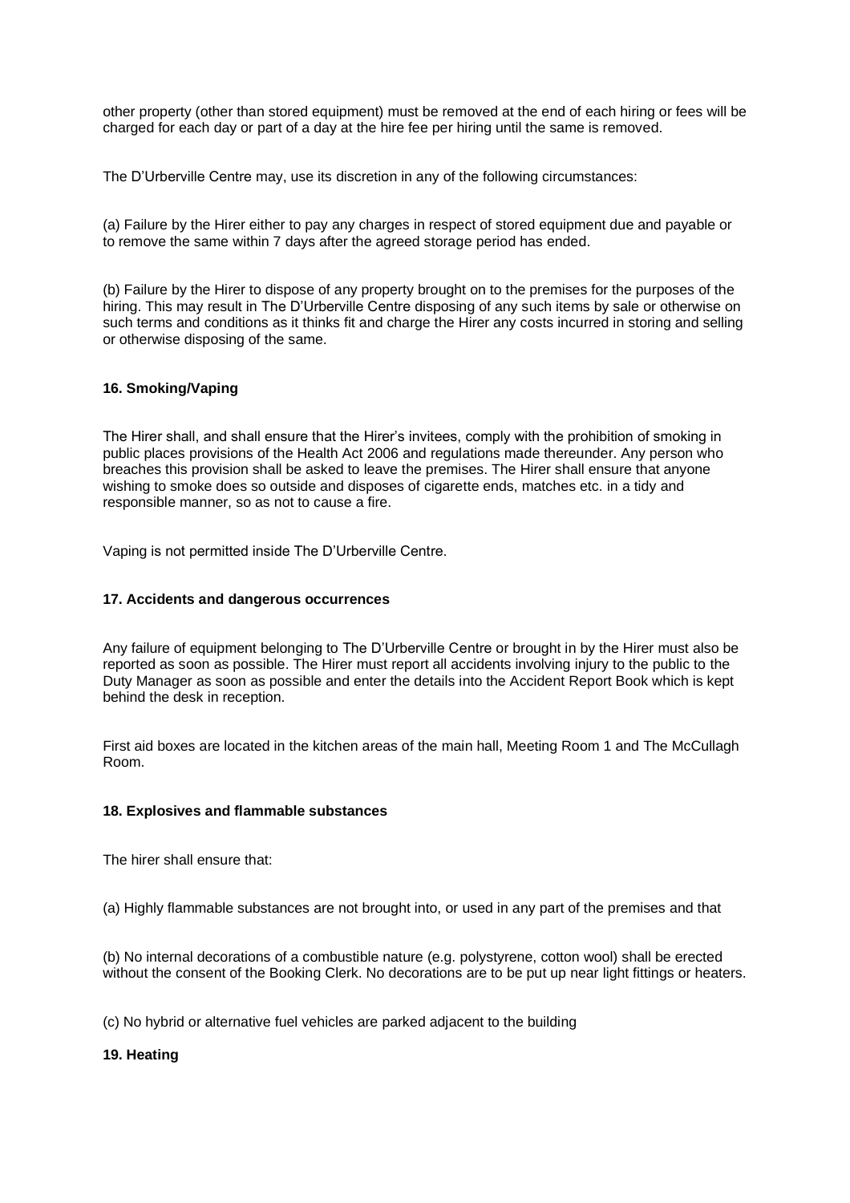other property (other than stored equipment) must be removed at the end of each hiring or fees will be charged for each day or part of a day at the hire fee per hiring until the same is removed.

The D'Urberville Centre may, use its discretion in any of the following circumstances:

(a) Failure by the Hirer either to pay any charges in respect of stored equipment due and payable or to remove the same within 7 days after the agreed storage period has ended.

(b) Failure by the Hirer to dispose of any property brought on to the premises for the purposes of the hiring. This may result in The D'Urberville Centre disposing of any such items by sale or otherwise on such terms and conditions as it thinks fit and charge the Hirer any costs incurred in storing and selling or otherwise disposing of the same.

**16. Smoking/Vaping**

The Hirer shall, and shall ensure that the Hirer's invitees, comply with the prohibition of smoking in public places provisions of the Health Act 2006 and regulations made thereunder. Any person who breaches this provision shall be asked to leave the premises. The Hirer shall ensure that anyone wishing to smoke does so outside and disposes of cigarette ends, matches etc. in a tidy and responsible manner, so as not to cause a fire.

Vaping is not permitted inside The D'Urberville Centre.

**17. Accidents and dangerous occurrences**

Any failure of equipment belonging to The D'Urberville Centre or brought in by the Hirer must also be reported as soon as possible. The Hirer must report all accidents involving injury to the public to the Duty Manager as soon as possible and enter the details into the Accident Report Book which is kept behind the desk in reception.

First aid boxes are located in the kitchen areas of the main hall, Meeting Room 1 and The McCullagh Room.

**18. Explosives and flammable substances**

The hirer shall ensure that:

(a) Highly flammable substances are not brought into, or used in any part of the premises and that

(b) No internal decorations of a combustible nature (e.g. polystyrene, cotton wool) shall be erected without the consent of the Booking Clerk. No decorations are to be put up near light fittings or heaters.

(c) No hybrid or alternative fuel vehicles are parked adjacent to the building

**19. Heating**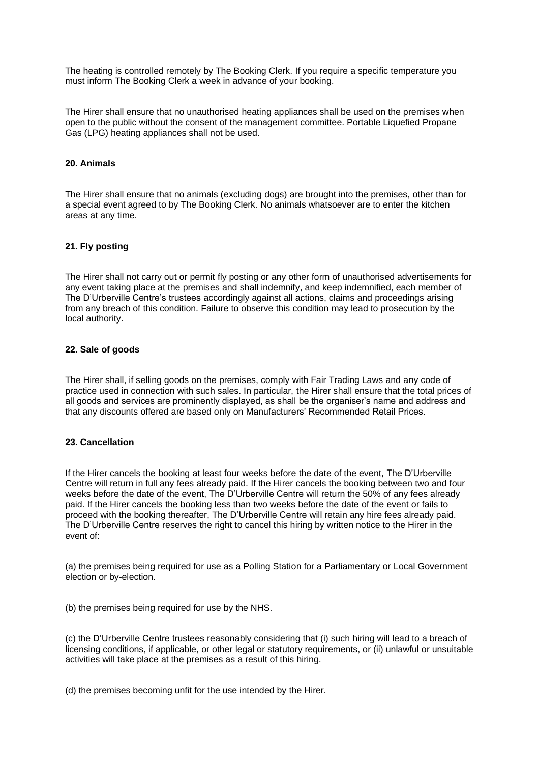The heating is controlled remotely by The Booking Clerk. If you require a specific temperature you must inform The Booking Clerk a week in advance of your booking.

The Hirer shall ensure that no unauthorised heating appliances shall be used on the premises when open to the public without the consent of the management committee. Portable Liquefied Propane Gas (LPG) heating appliances shall not be used.

#### 20. Animals

The Hirer shall ensure that no animals (excluding dogs) are brought into the premises, other than for a special event agreed to by The Booking Clerk. No animals whatsoever are to enter the kitchen areas at any time.

#### 21. Fly posting

The Hirer shall not carry out or permit fly posting or any other form of unauthorised advertisements for any event taking place at the premises and shall indemnify, and keep indemnified, each member of The D'Urberville Centre's trustees accordingly against all actions, claims and proceedings arising from any breach of this condition. Failure to observe this condition may lead to prosecution by the local authority.

#### 22. Sale of goods

The Hirer shall, if selling goods on the premises, comply with Fair Trading Laws and any code of practice used in connection with such sales. In particular, the Hirer shall ensure that the total prices of all goods and services are prominently displayed, as shall be the organiser's name and address and that any discounts offered are based only on Manufacturers' Recommended Retail Prices.

#### 23. Cancellation

If the Hirer cancels the booking at least four weeks before the date of the event, The D'Urberville Centre will return in full any fees already paid. If the Hirer cancels the booking between two and four weeks before the date of the event, The D'Urberville Centre will return the 50% of any fees already paid. If the Hirer cancels the booking less than two weeks before the date of the event or fails to proceed with the booking thereafter, The D'Urberville Centre will retain any hire fees already paid. The D'Urberville Centre reserves the right to cancel this hiring by written notice to the Hirer in the event of:

(a) the premises being required for use as a Polling Station for a Parliamentary or Local Government election or by-election.

(b) the premises being required for use by the NHS.

(c) the D'Urberville Centre trustees reasonably considering that (i) such hiring will lead to a breach of licensing conditions, if applicable, or other legal or statutory requirements, or (ii) unlawful or unsuitable activities will take place at the premises as a result of this hiring.

(d) the premises becoming unfit for the use intended by the Hirer.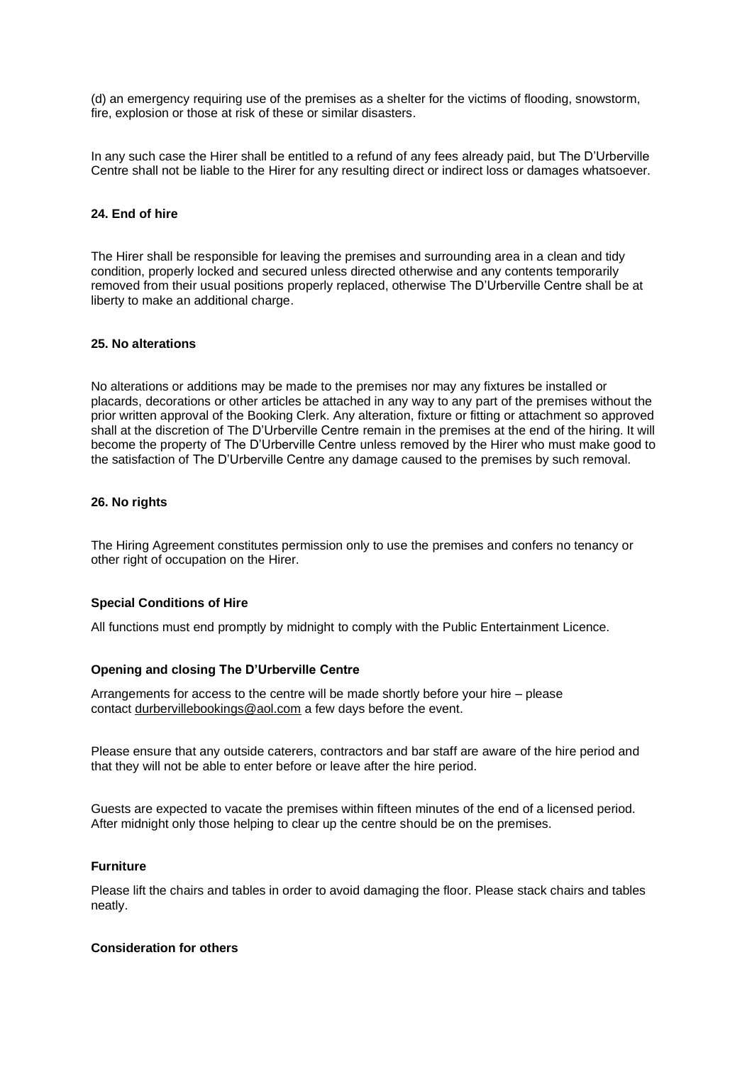(d) an emergency requiring use of the premises as a shelter for the victims of flooding, snowstorm, fire, explosion or those at risk of these or similar disasters.

In any such case the Hirer shall be entitled to a refund of any fees already paid, but The D'Urberville Centre shall not be liable to the Hirer for any resulting direct or indirect loss or damages whatsoever.

**24. End of hire**

The Hirer shall be responsible for leaving the premises and surrounding area in a clean and tidy condition, properly locked and secured unless directed otherwise and any contents temporarily removed from their usual positions properly replaced, otherwise The D'Urberville Centre shall be at liberty to make an additional charge.

**25. No alterations**

No alterations or additions may be made to the premises nor may any fixtures be installed or placards, decorations or other articles be attached in any way to any part of the premises without the prior written approval of the Booking Clerk. Any alteration, fixture or fitting or attachment so approved shall at the discretion of The D'Urberville Centre remain in the premises at the end of the hiring. It will become the property of The D'Urberville Centre unless removed by the Hirer who must make good to the satisfaction of The D'Urberville Centre any damage caused to the premises by such removal.

**26. No rights**

The Hiring Agreement constitutes permission only to use the premises and confers no tenancy or other right of occupation on the Hirer.

**Special Conditions of Hire**

All functions must end promptly by midnight to comply with the Public Entertainment Licence.

**Opening and closing The D'Urberville Centre**

Arrangements for access to the centre will be made shortly before your hire – please contact durbervillebookings@aol.com a few days before the event.

Please ensure that any outside caterers, contractors and bar staff are aware of the hire period and that they will not be able to enter before or leave after the hire period.

Guests are expected to vacate the premises within fifteen minutes of the end of a licensed period. After midnight only those helping to clear up the centre should be on the premises.

**Furniture**

Please lift the chairs and tables in order to avoid damaging the floor. Please stack chairs and tables neatly.

**Consideration for others**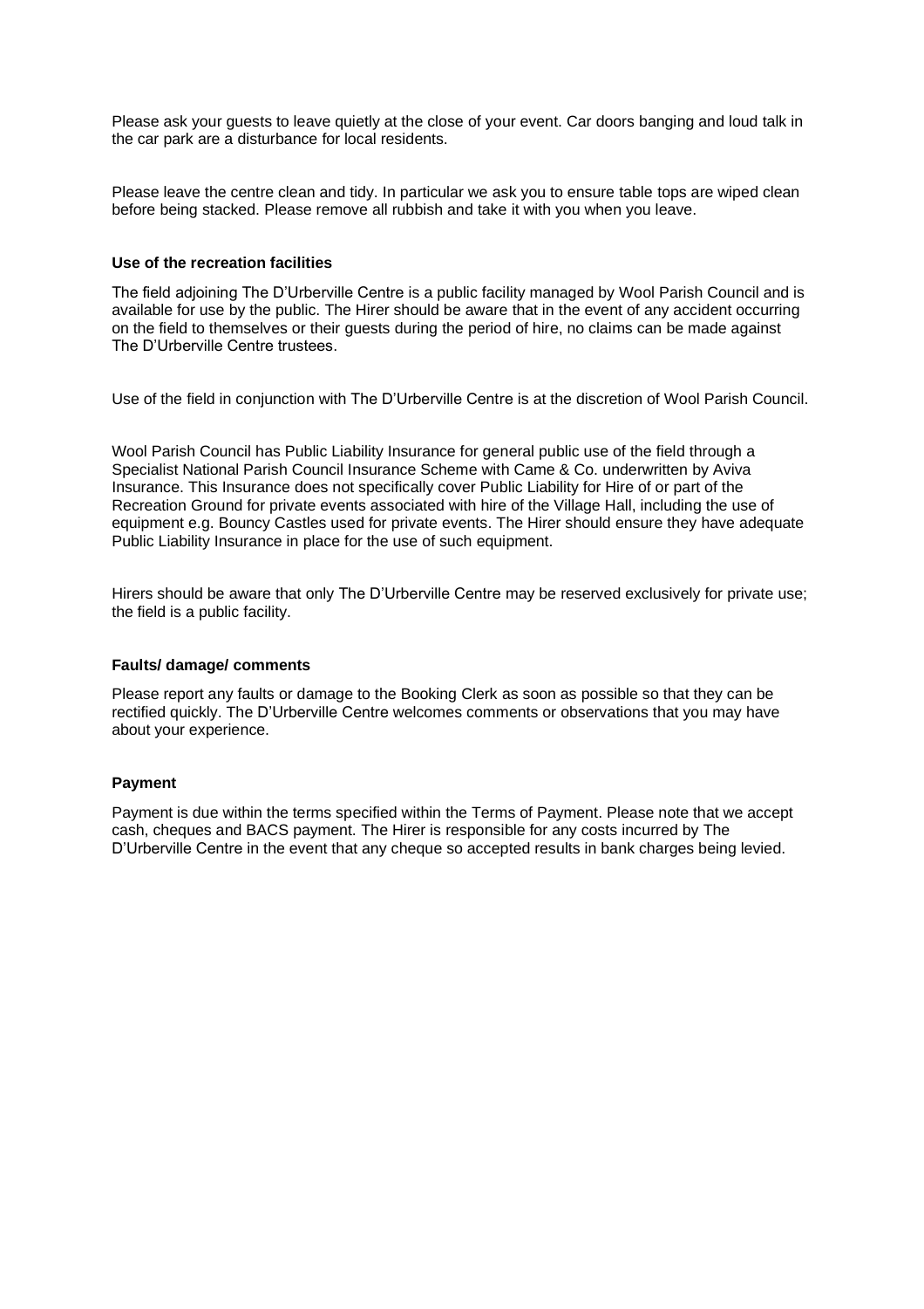Please ask your guests to leave quietly at the close of your event. Car doors banging and loud talk in the car park are a disturbance for local residents.

Please leave the centre clean and tidy. In particular we ask you to ensure table tops are wiped clean before being stacked. Please remove all rubbish and take it with you when you leave.

**Use of the recreation facilities**

The field adjoining The D'Urberville Centre is a public facility managed by Wool Parish Council and is available for use by the public. The Hirer should be aware that in the event of any accident occurring on the field to themselves or their guests during the period of hire, no claims can be made against The D'Urberville Centre trustees.

Use of the field in conjunction with The D'Urberville Centre is at the discretion of Wool Parish Council.

Wool Parish Council has Public Liability Insurance for general public use of the field through a Specialist National Parish Council Insurance Scheme with Came & Co. underwritten by Aviva Insurance. This Insurance does not specifically cover Public Liability for Hire of or part of the Recreation Ground for private events associated with hire of the Village Hall, including the use of equipment e.g. Bouncy Castles used for private events. The Hirer should ensure they have adequate Public Liability Insurance in place for the use of such equipment.

Hirers should be aware that only The D'Urberville Centre may be reserved exclusively for private use; the field is a public facility.

**Faults/ damage/ comments**

Please report any faults or damage to the Booking Clerk as soon as possible so that they can be rectified quickly. The D'Urberville Centre welcomes comments or observations that you may have about your experience.

**Payment**

Payment is due within the terms specified within the Terms of Payment. Please note that we accept cash, cheques and BACS payment. The Hirer is responsible for any costs incurred by The D'Urberville Centre in the event that any cheque so accepted results in bank charges being levied.